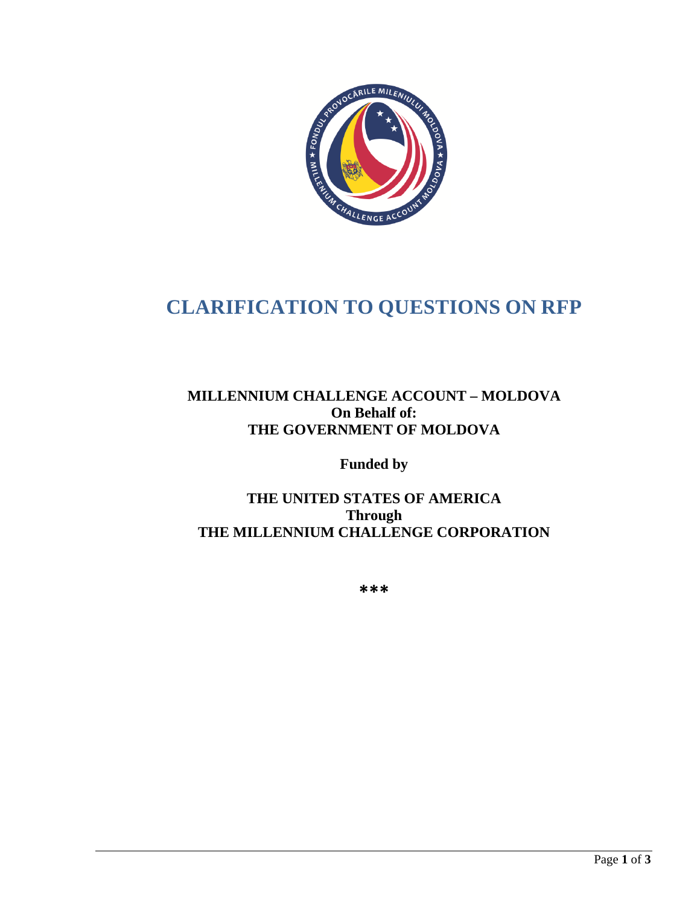# CLARIFICATION TO QUESTIONS ON RFP

**MILLENNIUM CHALLENGE ACCOUNT – MOLDOVA**
**On Behalf of:**
**THE GOVERNMENT OF MOLDOVA**

**Funded by**

**THE UNITED STATES OF AMERICA**
**Through**
**THE MILLENNIUM CHALLENGE CORPORATION**

***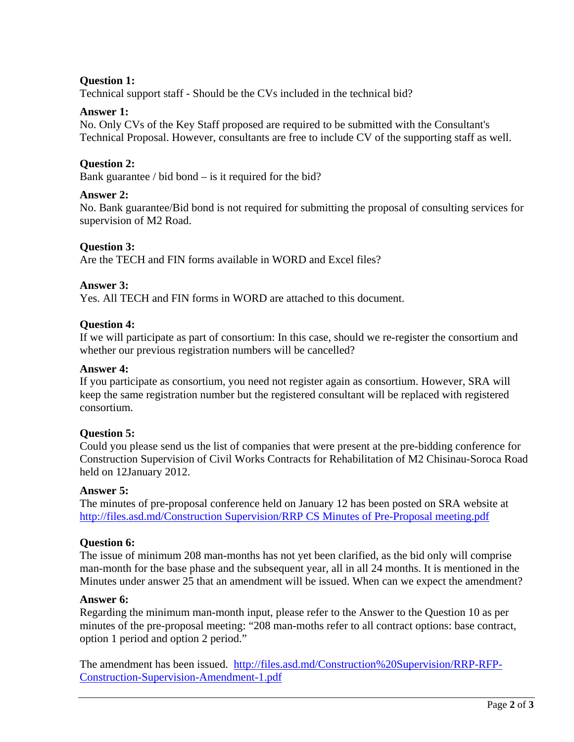**Question 1:**
Technical support staff - Should be the CVs included in the technical bid?

**Answer 1:**
No. Only CVs of the Key Staff proposed are required to be submitted with the Consultant's Technical Proposal. However, consultants are free to include CV of the supporting staff as well.

**Question 2:**
Bank guarantee / bid bond – is it required for the bid?

**Answer 2:**
No. Bank guarantee/Bid bond is not required for submitting the proposal of consulting services for supervision of M2 Road.

**Question 3:**
Are the TECH and FIN forms available in WORD and Excel files?

**Answer 3:**
Yes. All TECH and FIN forms in WORD are attached to this document.

**Question 4:**
If we will participate as part of consortium: In this case, should we re-register the consortium and whether our previous registration numbers will be cancelled?

**Answer 4:**
If you participate as consortium, you need not register again as consortium. However, SRA will keep the same registration number but the registered consultant will be replaced with registered consortium.

**Question 5:**
Could you please send us the list of companies that were present at the pre-bidding conference for Construction Supervision of Civil Works Contracts for Rehabilitation of M2 Chisinau-Soroca Road held on 12January 2012.

**Answer 5:**
The minutes of pre-proposal conference held on January 12 has been posted on SRA website at http://files.asd.md/Construction Supervision/RRP CS Minutes of Pre-Proposal meeting.pdf

**Question 6:**
The issue of minimum 208 man-months has not yet been clarified, as the bid only will comprise man-month for the base phase and the subsequent year, all in all 24 months. It is mentioned in the Minutes under answer 25 that an amendment will be issued. When can we expect the amendment?

**Answer 6:**
Regarding the minimum man-month input, please refer to the Answer to the Question 10 as per minutes of the pre-proposal meeting: "208 man-moths refer to all contract options: base contract, option 1 period and option 2 period."

The amendment has been issued. http://files.asd.md/Construction%20Supervision/RRP-RFP-Construction-Supervision-Amendment-1.pdf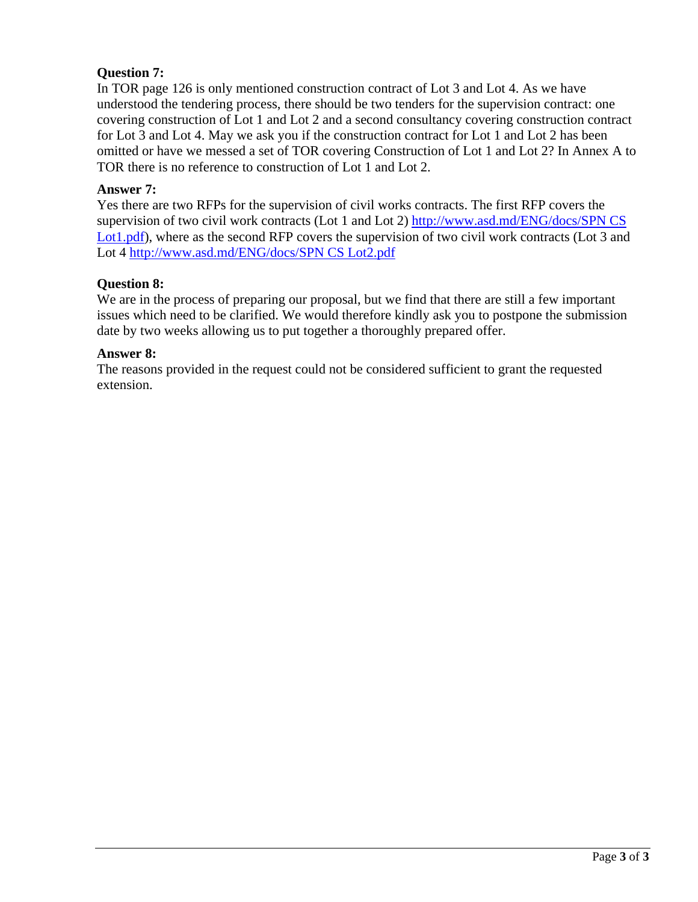**Question 7:**

In TOR page 126 is only mentioned construction contract of Lot 3 and Lot 4. As we have understood the tendering process, there should be two tenders for the supervision contract: one covering construction of Lot 1 and Lot 2 and a second consultancy covering construction contract for Lot 3 and Lot 4. May we ask you if the construction contract for Lot 1 and Lot 2 has been omitted or have we messed a set of TOR covering Construction of Lot 1 and Lot 2? In Annex A to TOR there is no reference to construction of Lot 1 and Lot 2.

**Answer 7:**

Yes there are two RFPs for the supervision of civil works contracts. The first RFP covers the supervision of two civil work contracts (Lot 1 and Lot 2) http://www.asd.md/ENG/docs/SPN CS Lot1.pdf), where as the second RFP covers the supervision of two civil work contracts (Lot 3 and Lot 4 http://www.asd.md/ENG/docs/SPN CS Lot2.pdf

**Question 8:**

We are in the process of preparing our proposal, but we find that there are still a few important issues which need to be clarified. We would therefore kindly ask you to postpone the submission date by two weeks allowing us to put together a thoroughly prepared offer.

**Answer 8:**

The reasons provided in the request could not be considered sufficient to grant the requested extension.